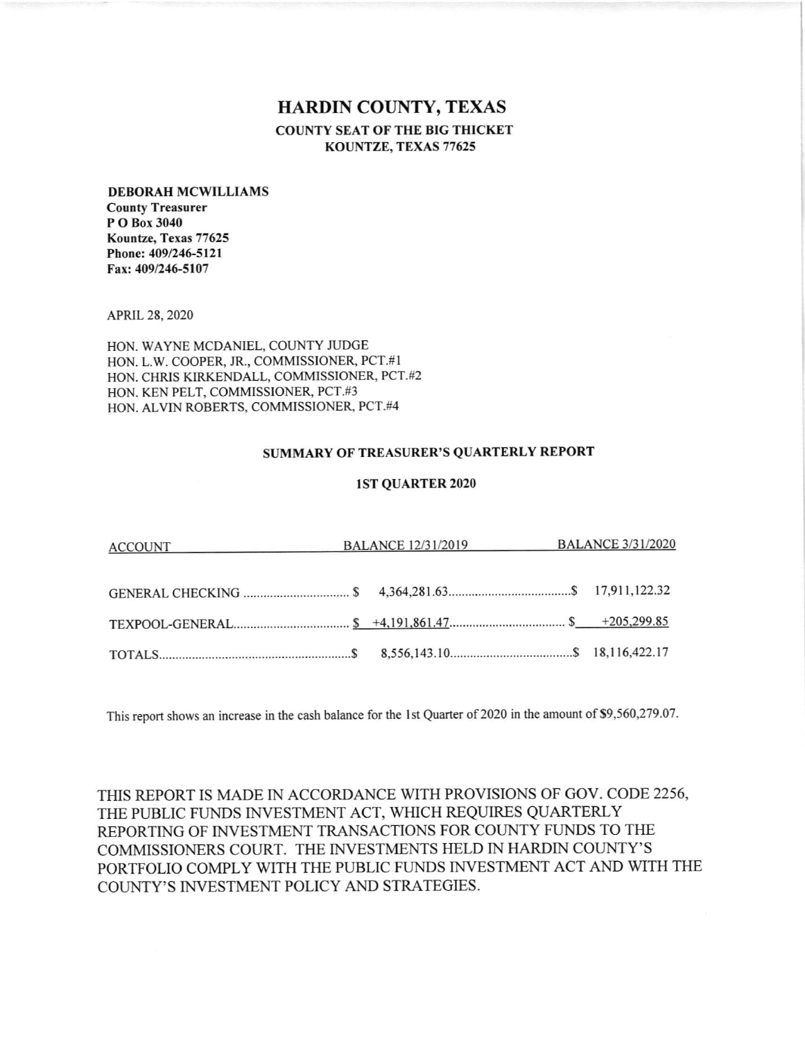# HARDIN COUNTY, TEXAS

**COUNTY SEAT OF THE BIG THICKET**
**KOUNTZE, TEXAS 77625**

**DEBORAH MCWILLIAMS**
**County Treasurer**
**P O Box 3040**
**Kountze, Texas 77625**
**Phone: 409/246-5121**
**Fax: 409/246-5107**

APRIL 28, 2020

HON. WAYNE MCDANIEL, COUNTY JUDGE
HON. L.W. COOPER, JR., COMMISSIONER, PCT.#1
HON. CHRIS KIRKENDALL, COMMISSIONER, PCT.#2
HON. KEN PELT, COMMISSIONER, PCT.#3
HON. ALVIN ROBERTS, COMMISSIONER, PCT.#4

## SUMMARY OF TREASURER'S QUARTERLY REPORT

### 1ST QUARTER 2020

| ACCOUNT | BALANCE 12/31/2019 | BALANCE 3/31/2020 |
|---|---|---|
| GENERAL CHECKING | $ 4,364,281.63 | $ 17,911,122.32 |
| TEXPOOL-GENERAL | $ +4,191,861.47 | $ +205,299.85 |
| TOTALS | $ 8,556,143.10 | $ 18,116,422.17 |

This report shows an increase in the cash balance for the 1st Quarter of 2020 in the amount of $9,560,279.07.

THIS REPORT IS MADE IN ACCORDANCE WITH PROVISIONS OF GOV. CODE 2256, THE PUBLIC FUNDS INVESTMENT ACT, WHICH REQUIRES QUARTERLY REPORTING OF INVESTMENT TRANSACTIONS FOR COUNTY FUNDS TO THE COMMISSIONERS COURT. THE INVESTMENTS HELD IN HARDIN COUNTY'S PORTFOLIO COMPLY WITH THE PUBLIC FUNDS INVESTMENT ACT AND WITH THE COUNTY'S INVESTMENT POLICY AND STRATEGIES.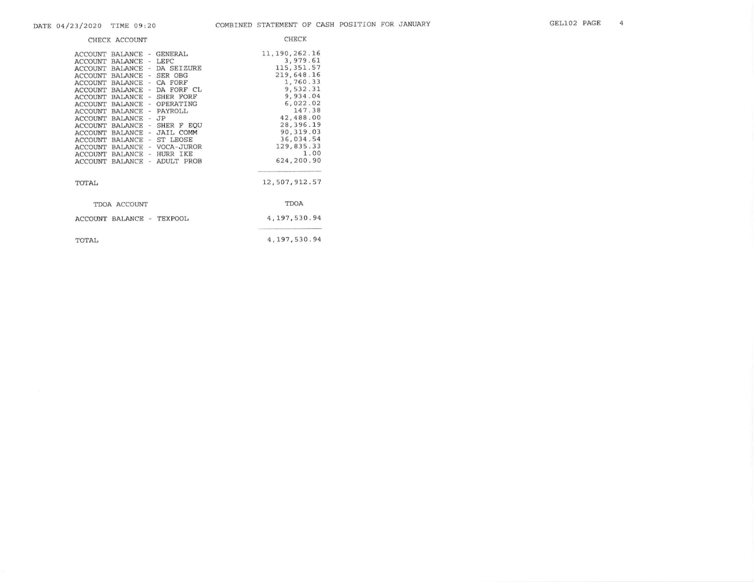DATE 04/23/2020 TIME 09:20

# COMBINED STATEMENT OF CASH POSITION FOR JANUARY

| CHECK ACCOUNT | CHECK |
| --- | --- |
| ACCOUNT BALANCE - GENERAL | 11,190,262.16 |
| ACCOUNT BALANCE - LEPC | 3,979.61 |
| ACCOUNT BALANCE - DA SEIZURE | 115,351.57 |
| ACCOUNT BALANCE - SER OBG | 219,648.16 |
| ACCOUNT BALANCE - CA FORF | 1,760.33 |
| ACCOUNT BALANCE - DA FORF CL | 9,532.31 |
| ACCOUNT BALANCE - SHER FORF | 9,934.04 |
| ACCOUNT BALANCE - OPERATING | 6,022.02 |
| ACCOUNT BALANCE - PAYROLL | 147.38 |
| ACCOUNT BALANCE - JP | 42,488.00 |
| ACCOUNT BALANCE - SHER F EQU | 28,396.19 |
| ACCOUNT BALANCE - JAIL COMM | 90,319.03 |
| ACCOUNT BALANCE - ST LEOSE | 36,034.54 |
| ACCOUNT BALANCE - VOCA-JUROR | 129,835.33 |
| ACCOUNT BALANCE - HURR IKE | 1.00 |
| ACCOUNT BALANCE - ADULT PROB | 624,200.90 |
| TOTAL | 12,507,912.57 |

| TDOA ACCOUNT | TDOA |
| --- | --- |
| ACCOUNT BALANCE - TEXPOOL | 4,197,530.94 |
| TOTAL | 4,197,530.94 |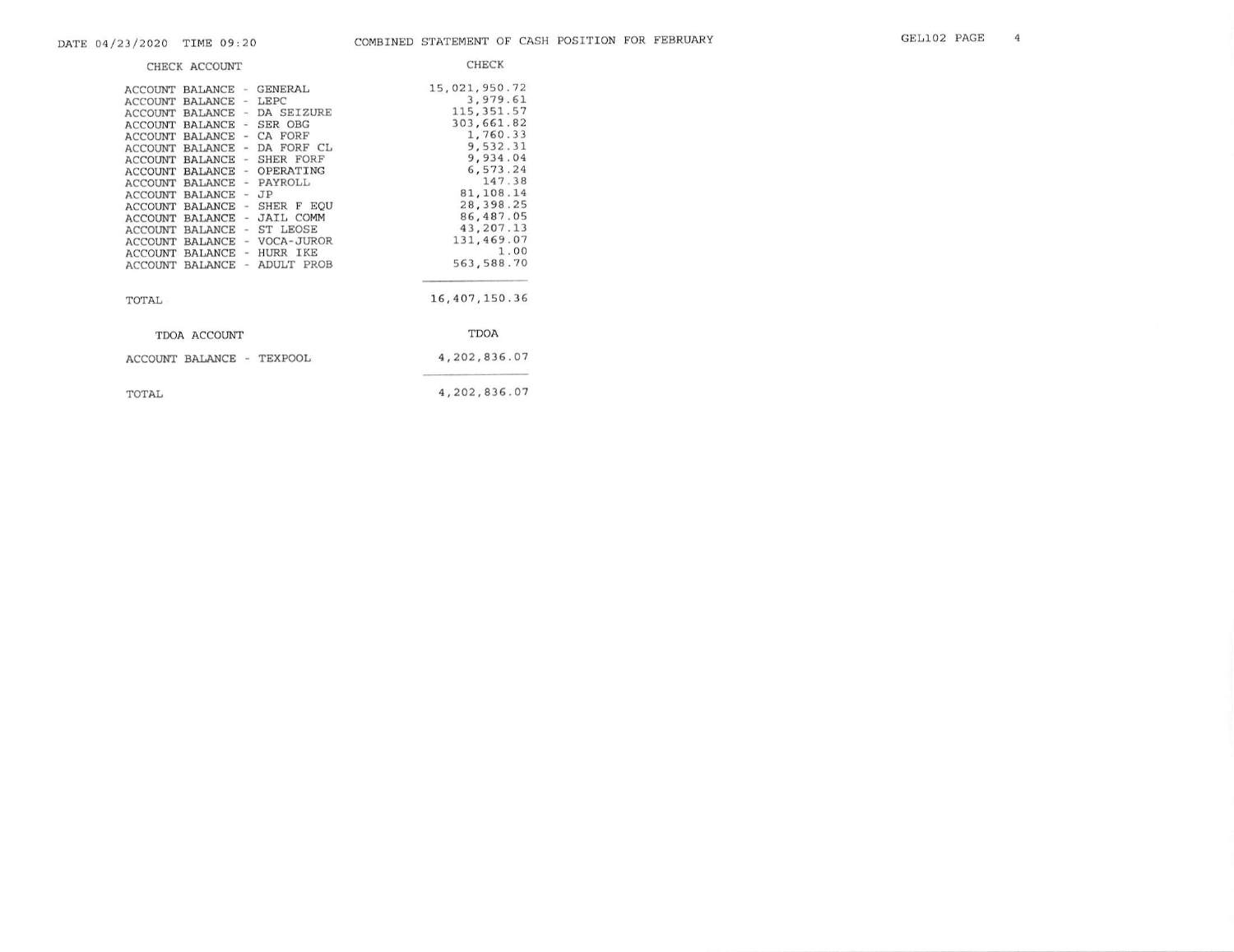# COMBINED STATEMENT OF CASH POSITION FOR FEBRUARY

DATE 04/23/2020 TIME 09:20

| CHECK ACCOUNT | CHECK |
| --- | --- |
| ACCOUNT BALANCE - GENERAL | 15,021,950.72 |
| ACCOUNT BALANCE - LEPC | 3,979.61 |
| ACCOUNT BALANCE - DA SEIZURE | 115,351.57 |
| ACCOUNT BALANCE - SER OBG | 303,661.82 |
| ACCOUNT BALANCE - CA FORF | 1,760.33 |
| ACCOUNT BALANCE - DA FORF CL | 9,532.31 |
| ACCOUNT BALANCE - SHER FORF | 9,934.04 |
| ACCOUNT BALANCE - OPERATING | 6,573.24 |
| ACCOUNT BALANCE - PAYROLL | 147.38 |
| ACCOUNT BALANCE - JP | 81,108.14 |
| ACCOUNT BALANCE - SHER F EQU | 28,398.25 |
| ACCOUNT BALANCE - JAIL COMM | 86,487.05 |
| ACCOUNT BALANCE - ST LEOSE | 43,207.13 |
| ACCOUNT BALANCE - VOCA-JUROR | 131,469.07 |
| ACCOUNT BALANCE - HURR IKE | 1.00 |
| ACCOUNT BALANCE - ADULT PROB | 563,588.70 |
| TOTAL | 16,407,150.36 |

| TDOA ACCOUNT | TDOA |
| --- | --- |
| ACCOUNT BALANCE - TEXPOOL | 4,202,836.07 |
| TOTAL | 4,202,836.07 |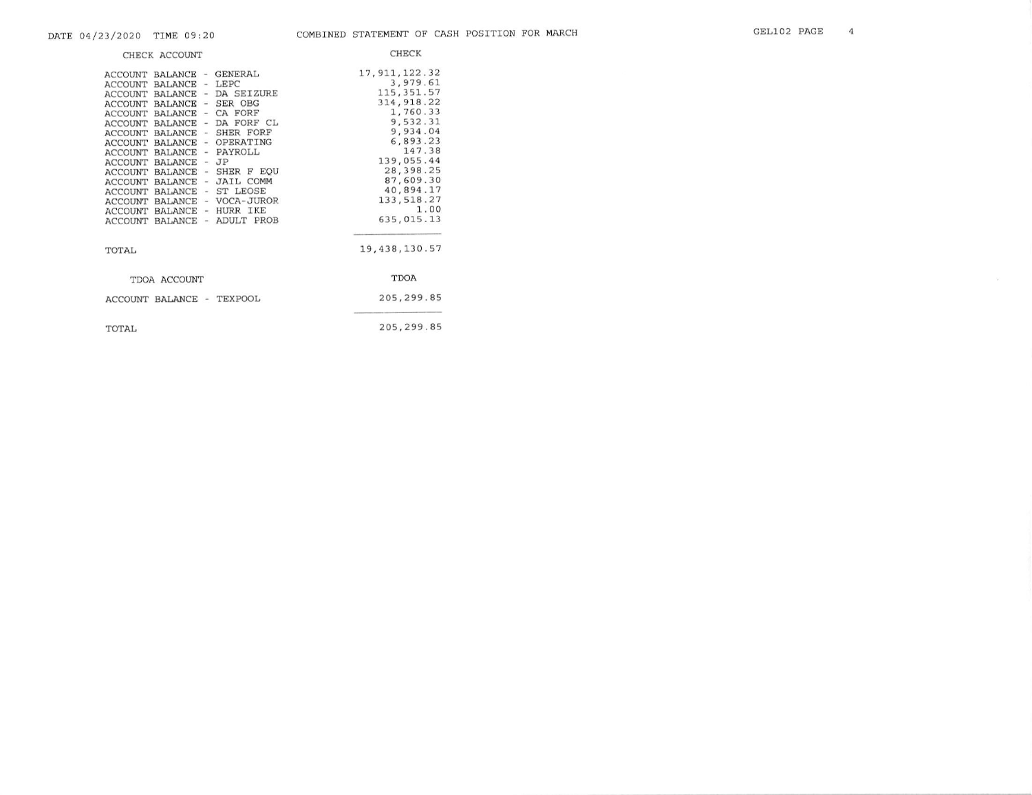DATE 04/23/2020 TIME 09:20

# COMBINED STATEMENT OF CASH POSITION FOR MARCH

| CHECK ACCOUNT | CHECK |
|---|---|
| ACCOUNT BALANCE - GENERAL | 17,911,122.32 |
| ACCOUNT BALANCE - LEPC | 3,979.61 |
| ACCOUNT BALANCE - DA SEIZURE | 115,351.57 |
| ACCOUNT BALANCE - SER OBG | 314,918.22 |
| ACCOUNT BALANCE - CA FORF | 1,760.33 |
| ACCOUNT BALANCE - DA FORF CL | 9,532.31 |
| ACCOUNT BALANCE - SHER FORF | 9,934.04 |
| ACCOUNT BALANCE - OPERATING | 6,893.23 |
| ACCOUNT BALANCE - PAYROLL | 147.38 |
| ACCOUNT BALANCE - JP | 139,055.44 |
| ACCOUNT BALANCE - SHER F EQU | 28,398.25 |
| ACCOUNT BALANCE - JAIL COMM | 87,609.30 |
| ACCOUNT BALANCE - ST LEOSE | 40,894.17 |
| ACCOUNT BALANCE - VOCA-JUROR | 133,518.27 |
| ACCOUNT BALANCE - HURR IKE | 1.00 |
| ACCOUNT BALANCE - ADULT PROB | 635,015.13 |
| TOTAL | 19,438,130.57 |

| TDOA ACCOUNT | TDOA |
|---|---|
| ACCOUNT BALANCE - TEXPOOL | 205,299.85 |
| TOTAL | 205,299.85 |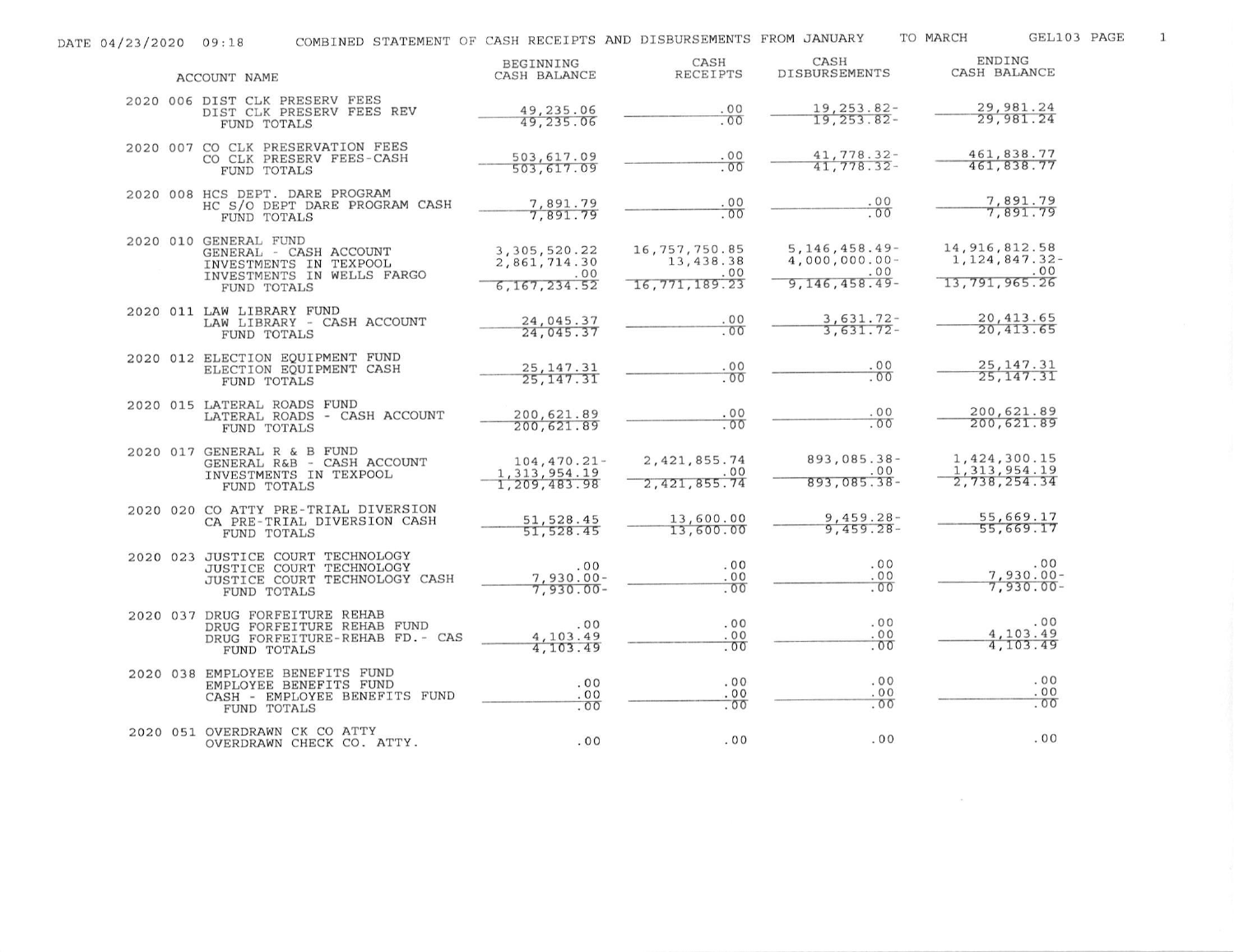DATE 04/23/2020 09:18 COMBINED STATEMENT OF CASH RECEIPTS AND DISBURSEMENTS FROM JANUARY TO MARCH GEL103

| ACCOUNT NAME | BEGINNING CASH BALANCE | CASH RECEIPTS | CASH DISBURSEMENTS | ENDING CASH BALANCE |
|---|---|---|---|---|
| 2020 006 DIST CLK PRESERV FEES | | | | |
| DIST CLK PRESERV FEES REV | 49,235.06 | .00 | 19,253.82- | 29,981.24 |
| FUND TOTALS | 49,235.06 | .00 | 19,253.82- | 29,981.24 |
| 2020 007 CO CLK PRESERVATION FEES | | | | |
| CO CLK PRESERV FEES-CASH | 503,617.09 | .00 | 41,778.32- | 461,838.77 |
| FUND TOTALS | 503,617.09 | .00 | 41,778.32- | 461,838.77 |
| 2020 008 HCS DEPT. DARE PROGRAM | | | | |
| HC S/O DEPT DARE PROGRAM CASH | 7,891.79 | .00 | .00 | 7,891.79 |
| FUND TOTALS | 7,891.79 | .00 | .00 | 7,891.79 |
| 2020 010 GENERAL FUND | | | | |
| GENERAL - CASH ACCOUNT | 3,305,520.22 | 16,757,750.85 | 5,146,458.49- | 14,916,812.58 |
| INVESTMENTS IN TEXPOOL | 2,861,714.30 | 13,438.38 | 4,000,000.00- | 1,124,847.32- |
| INVESTMENTS IN WELLS FARGO | .00 | .00 | .00 | .00 |
| FUND TOTALS | 6,167,234.52 | 16,771,189.23 | 9,146,458.49- | 13,791,965.26 |
| 2020 011 LAW LIBRARY FUND | | | | |
| LAW LIBRARY - CASH ACCOUNT | 24,045.37 | .00 | 3,631.72- | 20,413.65 |
| FUND TOTALS | 24,045.37 | .00 | 3,631.72- | 20,413.65 |
| 2020 012 ELECTION EQUIPMENT FUND | | | | |
| ELECTION EQUIPMENT CASH | 25,147.31 | .00 | .00 | 25,147.31 |
| FUND TOTALS | 25,147.31 | .00 | .00 | 25,147.31 |
| 2020 015 LATERAL ROADS FUND | | | | |
| LATERAL ROADS - CASH ACCOUNT | 200,621.89 | .00 | .00 | 200,621.89 |
| FUND TOTALS | 200,621.89 | .00 | .00 | 200,621.89 |
| 2020 017 GENERAL R & B FUND | | | | |
| GENERAL R&B - CASH ACCOUNT | 104,470.21- | 2,421,855.74 | 893,085.38- | 1,424,300.15 |
| INVESTMENTS IN TEXPOOL | 1,313,954.19 | .00 | .00 | 1,313,954.19 |
| FUND TOTALS | 1,209,483.98 | 2,421,855.74 | 893,085.38- | 2,738,254.34 |
| 2020 020 CO ATTY PRE-TRIAL DIVERSION | | | | |
| CA PRE-TRIAL DIVERSION CASH | 51,528.45 | 13,600.00 | 9,459.28- | 55,669.17 |
| FUND TOTALS | 51,528.45 | 13,600.00 | 9,459.28- | 55,669.17 |
| 2020 023 JUSTICE COURT TECHNOLOGY | | | | |
| JUSTICE COURT TECHNOLOGY | .00 | .00 | .00 | .00 |
| JUSTICE COURT TECHNOLOGY CASH | 7,930.00- | .00 | .00 | 7,930.00- |
| FUND TOTALS | 7,930.00- | .00 | .00 | 7,930.00- |
| 2020 037 DRUG FORFEITURE REHAB | | | | |
| DRUG FORFEITURE REHAB FUND | .00 | .00 | .00 | .00 |
| DRUG FORFEITURE-REHAB FD.- CAS | 4,103.49 | .00 | .00 | 4,103.49 |
| FUND TOTALS | 4,103.49 | .00 | .00 | 4,103.49 |
| 2020 038 EMPLOYEE BENEFITS FUND | | | | |
| EMPLOYEE BENEFITS FUND | .00 | .00 | .00 | .00 |
| CASH - EMPLOYEE BENEFITS FUND | .00 | .00 | .00 | .00 |
| FUND TOTALS | .00 | .00 | .00 | .00 |
| 2020 051 OVERDRAWN CK CO ATTY | | | | |
| OVERDRAWN CHECK CO. ATTY. | .00 | .00 | .00 | .00 |